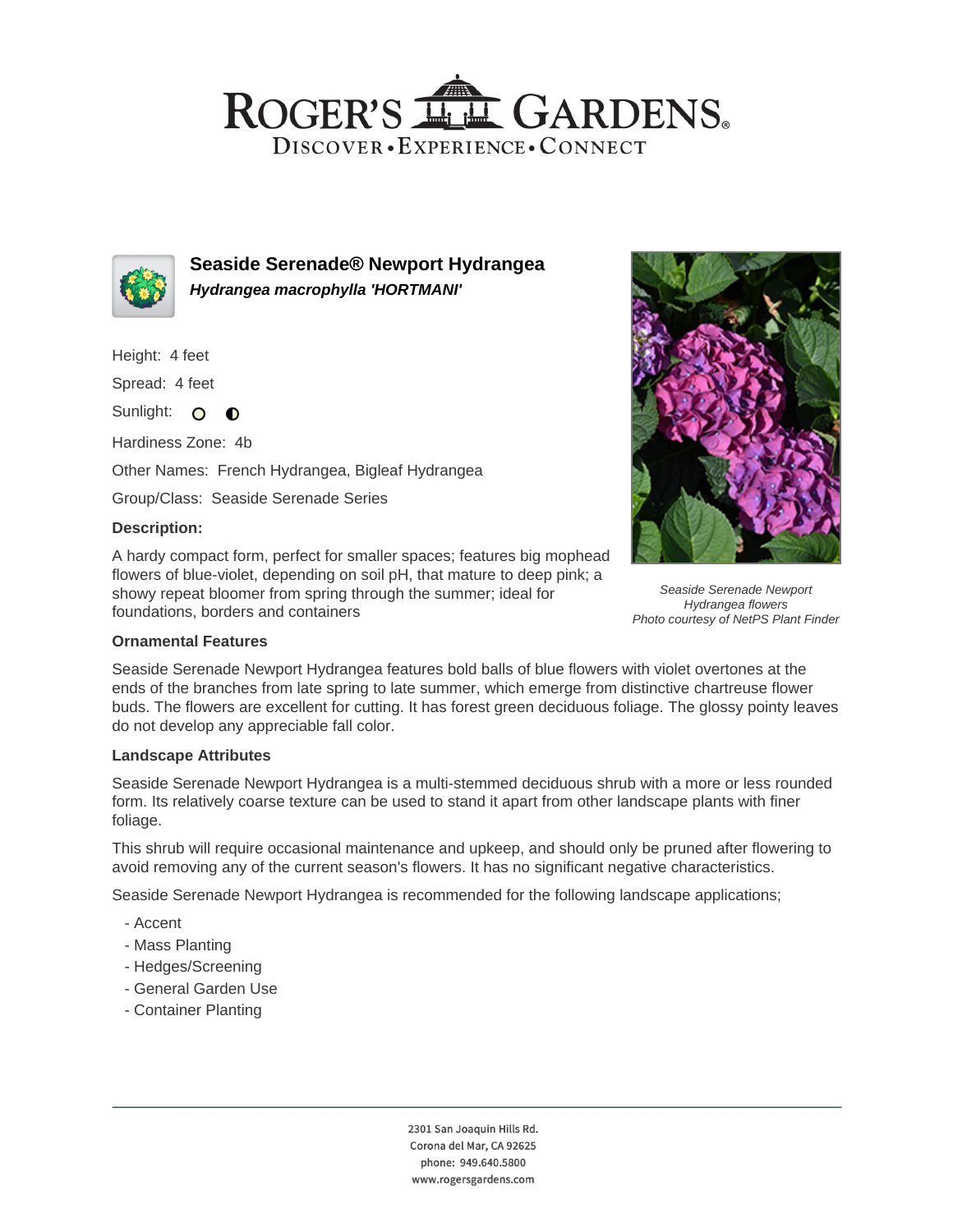# ROGER'S GARDENS

DISCOVER • EXPERIENCE • CONNECT

## Seaside Serenade® Newport Hydrangea

***Hydrangea macrophylla 'HORTMANI'***

Height: 4 feet

Spread: 4 feet

Sunlight:

Hardiness Zone: 4b

Other Names: French Hydrangea, Bigleaf Hydrangea

Group/Class: Seaside Serenade Series

### Description:

A hardy compact form, perfect for smaller spaces; features big mophead flowers of blue-violet, depending on soil pH, that mature to deep pink; a showy repeat bloomer from spring through the summer; ideal for foundations, borders and containers

*Seaside Serenade Newport Hydrangea flowers*
*Photo courtesy of NetPS Plant Finder*

### Ornamental Features

Seaside Serenade Newport Hydrangea features bold balls of blue flowers with violet overtones at the ends of the branches from late spring to late summer, which emerge from distinctive chartreuse flower buds. The flowers are excellent for cutting. It has forest green deciduous foliage. The glossy pointy leaves do not develop any appreciable fall color.

### Landscape Attributes

Seaside Serenade Newport Hydrangea is a multi-stemmed deciduous shrub with a more or less rounded form. Its relatively coarse texture can be used to stand it apart from other landscape plants with finer foliage.

This shrub will require occasional maintenance and upkeep, and should only be pruned after flowering to avoid removing any of the current season's flowers. It has no significant negative characteristics.

Seaside Serenade Newport Hydrangea is recommended for the following landscape applications;

- Accent
- Mass Planting
- Hedges/Screening
- General Garden Use
- Container Planting

2301 San Joaquin Hills Rd.
Corona del Mar, CA 92625
phone: 949.640.5800
www.rogersgardens.com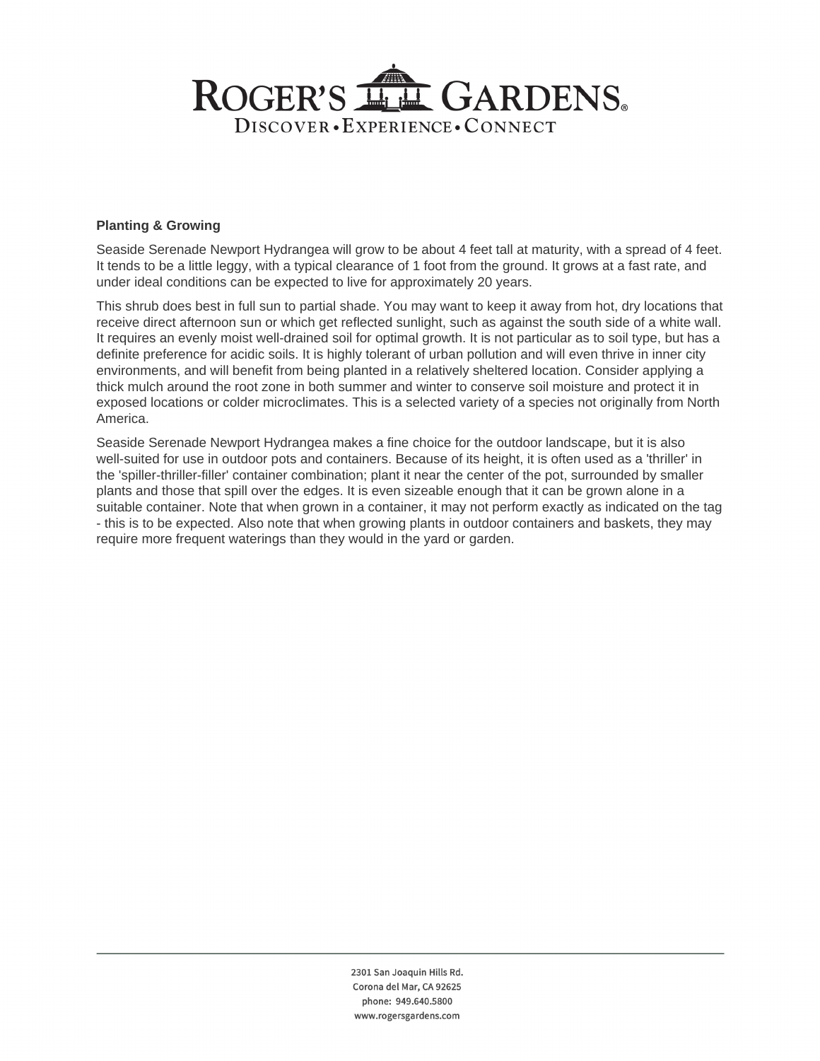### Planting & Growing

Seaside Serenade Newport Hydrangea will grow to be about 4 feet tall at maturity, with a spread of 4 feet. It tends to be a little leggy, with a typical clearance of 1 foot from the ground. It grows at a fast rate, and under ideal conditions can be expected to live for approximately 20 years.

This shrub does best in full sun to partial shade. You may want to keep it away from hot, dry locations that receive direct afternoon sun or which get reflected sunlight, such as against the south side of a white wall. It requires an evenly moist well-drained soil for optimal growth. It is not particular as to soil type, but has a definite preference for acidic soils. It is highly tolerant of urban pollution and will even thrive in inner city environments, and will benefit from being planted in a relatively sheltered location. Consider applying a thick mulch around the root zone in both summer and winter to conserve soil moisture and protect it in exposed locations or colder microclimates. This is a selected variety of a species not originally from North America.

Seaside Serenade Newport Hydrangea makes a fine choice for the outdoor landscape, but it is also well-suited for use in outdoor pots and containers. Because of its height, it is often used as a 'thriller' in the 'spiller-thriller-filler' container combination; plant it near the center of the pot, surrounded by smaller plants and those that spill over the edges. It is even sizeable enough that it can be grown alone in a suitable container. Note that when grown in a container, it may not perform exactly as indicated on the tag - this is to be expected. Also note that when growing plants in outdoor containers and baskets, they may require more frequent waterings than they would in the yard or garden.